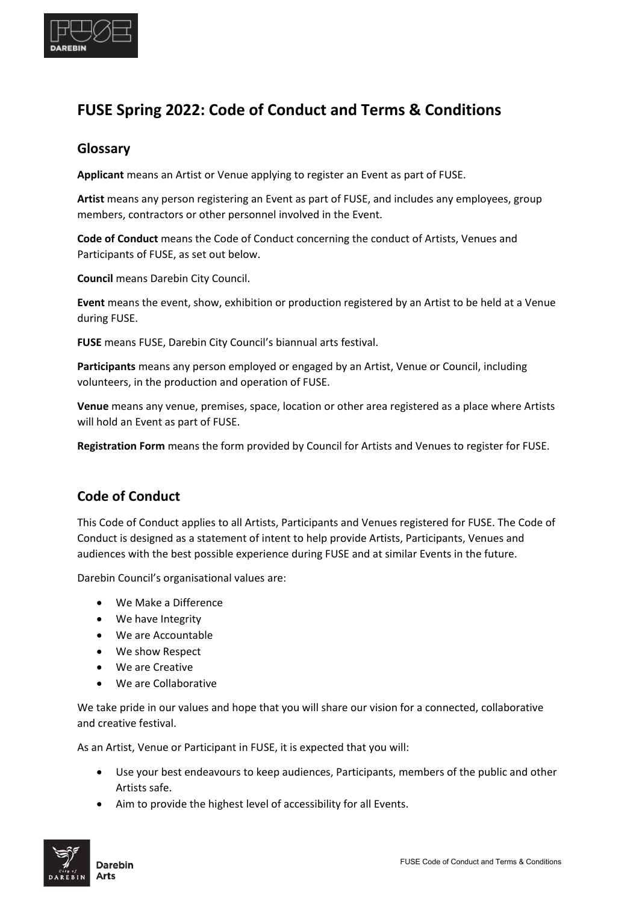# FUSE Spring 2022: Code of Conduct and Terms & Conditions

## Glossary

**Applicant** means an Artist or Venue applying to register an Event as part of FUSE.

**Artist** means any person registering an Event as part of FUSE, and includes any employees, group members, contractors or other personnel involved in the Event.

**Code of Conduct** means the Code of Conduct concerning the conduct of Artists, Venues and Participants of FUSE, as set out below.

**Council** means Darebin City Council.

**Event** means the event, show, exhibition or production registered by an Artist to be held at a Venue during FUSE.

**FUSE** means FUSE, Darebin City Council's biannual arts festival.

**Participants** means any person employed or engaged by an Artist, Venue or Council, including volunteers, in the production and operation of FUSE.

**Venue** means any venue, premises, space, location or other area registered as a place where Artists will hold an Event as part of FUSE.

**Registration Form** means the form provided by Council for Artists and Venues to register for FUSE.

## Code of Conduct

This Code of Conduct applies to all Artists, Participants and Venues registered for FUSE. The Code of Conduct is designed as a statement of intent to help provide Artists, Participants, Venues and audiences with the best possible experience during FUSE and at similar Events in the future.

Darebin Council's organisational values are:

- We Make a Difference
- We have Integrity
- We are Accountable
- We show Respect
- We are Creative
- We are Collaborative

We take pride in our values and hope that you will share our vision for a connected, collaborative and creative festival.

As an Artist, Venue or Participant in FUSE, it is expected that you will:

- Use your best endeavours to keep audiences, Participants, members of the public and other Artists safe.
- Aim to provide the highest level of accessibility for all Events.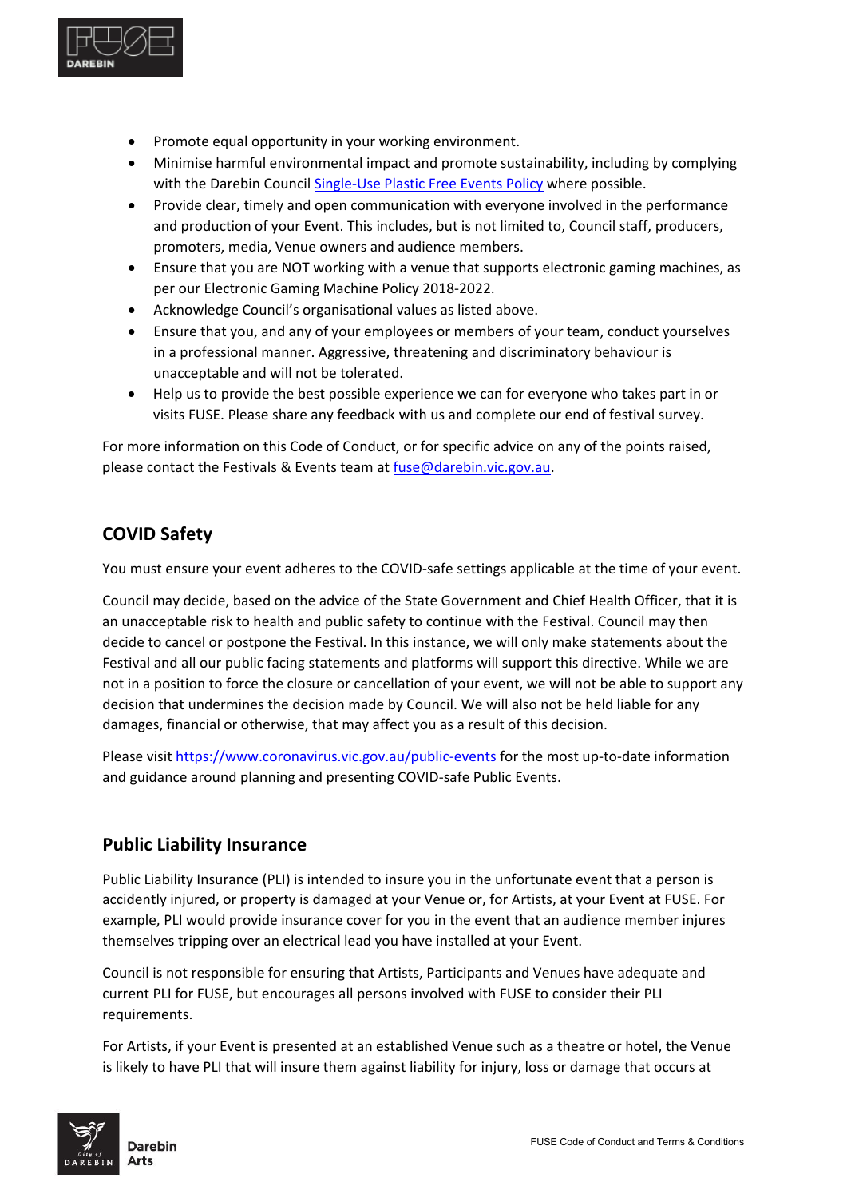- Promote equal opportunity in your working environment.
- Minimise harmful environmental impact and promote sustainability, including by complying with the Darebin Council [Single-Use Plastic Free Events Policy](#) where possible.
- Provide clear, timely and open communication with everyone involved in the performance and production of your Event. This includes, but is not limited to, Council staff, producers, promoters, media, Venue owners and audience members.
- Ensure that you are NOT working with a venue that supports electronic gaming machines, as per our Electronic Gaming Machine Policy 2018-2022.
- Acknowledge Council's organisational values as listed above.
- Ensure that you, and any of your employees or members of your team, conduct yourselves in a professional manner. Aggressive, threatening and discriminatory behaviour is unacceptable and will not be tolerated.
- Help us to provide the best possible experience we can for everyone who takes part in or visits FUSE. Please share any feedback with us and complete our end of festival survey.

For more information on this Code of Conduct, or for specific advice on any of the points raised, please contact the Festivals & Events team at fuse@darebin.vic.gov.au.

## COVID Safety

You must ensure your event adheres to the COVID-safe settings applicable at the time of your event.

Council may decide, based on the advice of the State Government and Chief Health Officer, that it is an unacceptable risk to health and public safety to continue with the Festival. Council may then decide to cancel or postpone the Festival. In this instance, we will only make statements about the Festival and all our public facing statements and platforms will support this directive. While we are not in a position to force the closure or cancellation of your event, we will not be able to support any decision that undermines the decision made by Council. We will also not be held liable for any damages, financial or otherwise, that may affect you as a result of this decision.

Please visit https://www.coronavirus.vic.gov.au/public-events for the most up-to-date information and guidance around planning and presenting COVID-safe Public Events.

## Public Liability Insurance

Public Liability Insurance (PLI) is intended to insure you in the unfortunate event that a person is accidently injured, or property is damaged at your Venue or, for Artists, at your Event at FUSE. For example, PLI would provide insurance cover for you in the event that an audience member injures themselves tripping over an electrical lead you have installed at your Event.

Council is not responsible for ensuring that Artists, Participants and Venues have adequate and current PLI for FUSE, but encourages all persons involved with FUSE to consider their PLI requirements.

For Artists, if your Event is presented at an established Venue such as a theatre or hotel, the Venue is likely to have PLI that will insure them against liability for injury, loss or damage that occurs at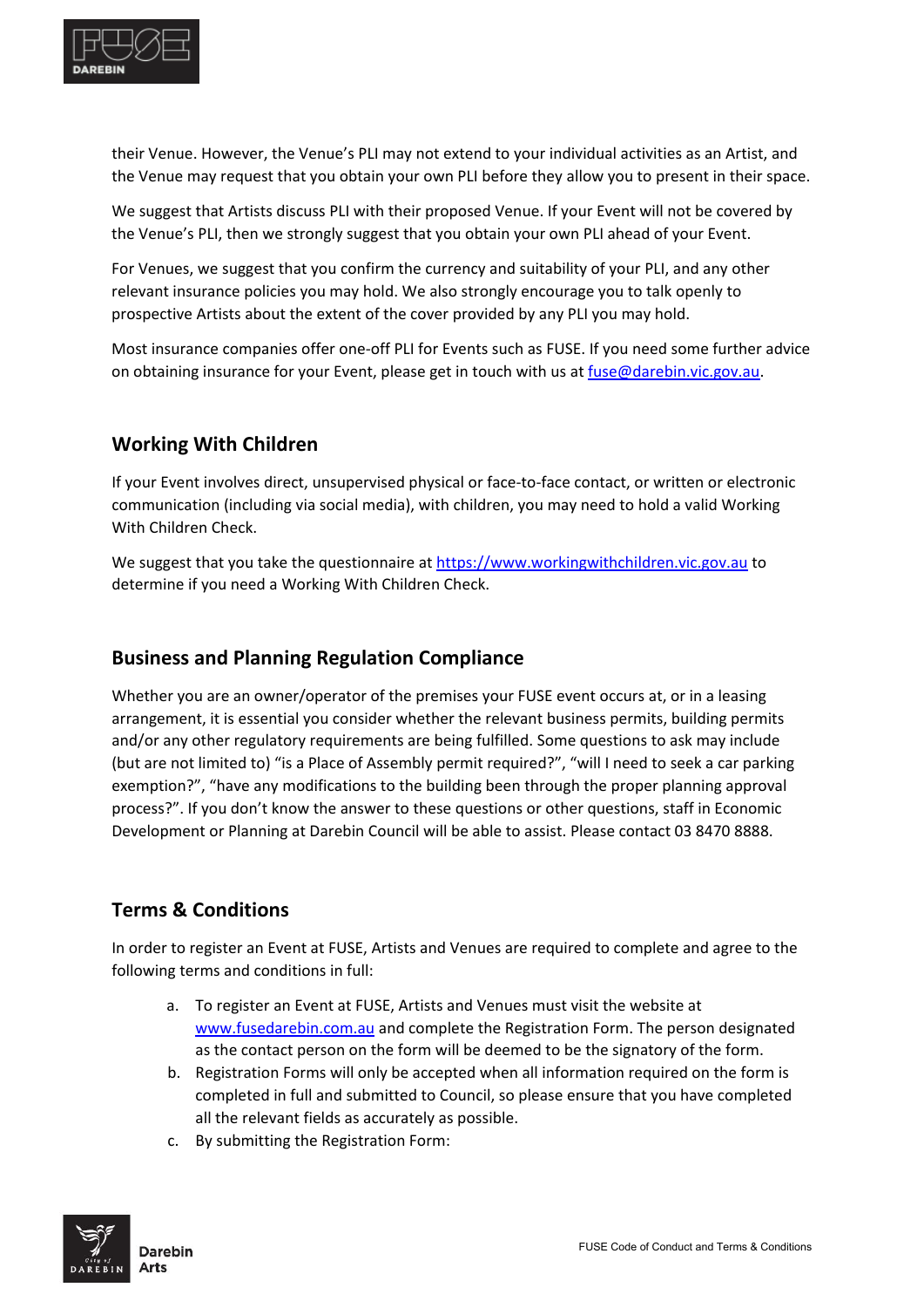their Venue. However, the Venue's PLI may not extend to your individual activities as an Artist, and the Venue may request that you obtain your own PLI before they allow you to present in their space.

We suggest that Artists discuss PLI with their proposed Venue. If your Event will not be covered by the Venue's PLI, then we strongly suggest that you obtain your own PLI ahead of your Event.

For Venues, we suggest that you confirm the currency and suitability of your PLI, and any other relevant insurance policies you may hold. We also strongly encourage you to talk openly to prospective Artists about the extent of the cover provided by any PLI you may hold.

Most insurance companies offer one-off PLI for Events such as FUSE. If you need some further advice on obtaining insurance for your Event, please get in touch with us at fuse@darebin.vic.gov.au.

## Working With Children

If your Event involves direct, unsupervised physical or face-to-face contact, or written or electronic communication (including via social media), with children, you may need to hold a valid Working With Children Check.

We suggest that you take the questionnaire at https://www.workingwithchildren.vic.gov.au to determine if you need a Working With Children Check.

## Business and Planning Regulation Compliance

Whether you are an owner/operator of the premises your FUSE event occurs at, or in a leasing arrangement, it is essential you consider whether the relevant business permits, building permits and/or any other regulatory requirements are being fulfilled. Some questions to ask may include (but are not limited to) "is a Place of Assembly permit required?", "will I need to seek a car parking exemption?", "have any modifications to the building been through the proper planning approval process?". If you don't know the answer to these questions or other questions, staff in Economic Development or Planning at Darebin Council will be able to assist. Please contact 03 8470 8888.

## Terms & Conditions

In order to register an Event at FUSE, Artists and Venues are required to complete and agree to the following terms and conditions in full:

a. To register an Event at FUSE, Artists and Venues must visit the website at www.fusedarebin.com.au and complete the Registration Form. The person designated as the contact person on the form will be deemed to be the signatory of the form.
b. Registration Forms will only be accepted when all information required on the form is completed in full and submitted to Council, so please ensure that you have completed all the relevant fields as accurately as possible.
c. By submitting the Registration Form: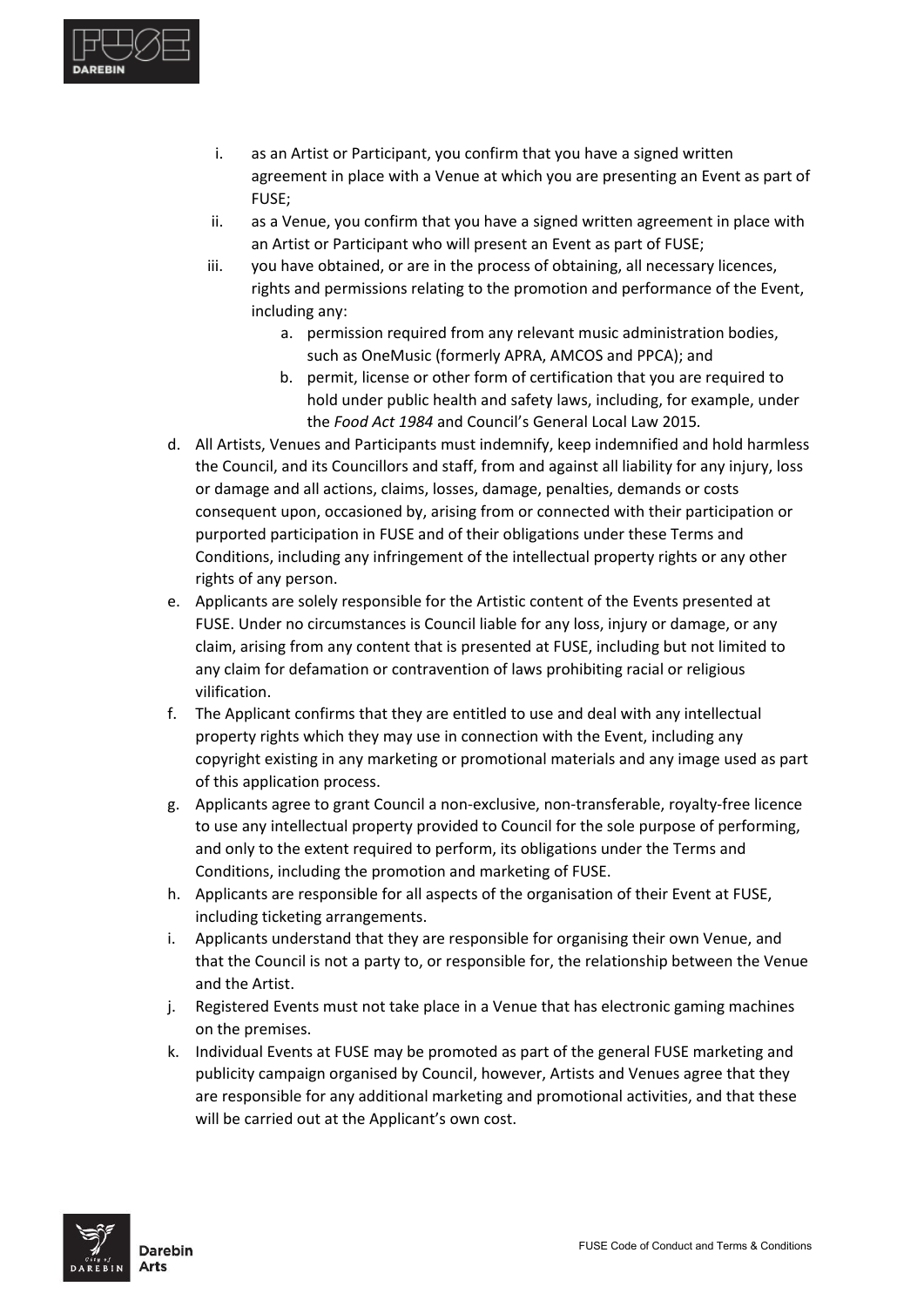i. as an Artist or Participant, you confirm that you have a signed written agreement in place with a Venue at which you are presenting an Event as part of FUSE;
   ii. as a Venue, you confirm that you have a signed written agreement in place with an Artist or Participant who will present an Event as part of FUSE;
   iii. you have obtained, or are in the process of obtaining, all necessary licences, rights and permissions relating to the promotion and performance of the Event, including any:
      a. permission required from any relevant music administration bodies, such as OneMusic (formerly APRA, AMCOS and PPCA); and
      b. permit, license or other form of certification that you are required to hold under public health and safety laws, including, for example, under the *Food Act 1984* and Council's General Local Law 2015.

d. All Artists, Venues and Participants must indemnify, keep indemnified and hold harmless the Council, and its Councillors and staff, from and against all liability for any injury, loss or damage and all actions, claims, losses, damage, penalties, demands or costs consequent upon, occasioned by, arising from or connected with their participation or purported participation in FUSE and of their obligations under these Terms and Conditions, including any infringement of the intellectual property rights or any other rights of any person.

e. Applicants are solely responsible for the Artistic content of the Events presented at FUSE. Under no circumstances is Council liable for any loss, injury or damage, or any claim, arising from any content that is presented at FUSE, including but not limited to any claim for defamation or contravention of laws prohibiting racial or religious vilification.

f. The Applicant confirms that they are entitled to use and deal with any intellectual property rights which they may use in connection with the Event, including any copyright existing in any marketing or promotional materials and any image used as part of this application process.

g. Applicants agree to grant Council a non-exclusive, non-transferable, royalty-free licence to use any intellectual property provided to Council for the sole purpose of performing, and only to the extent required to perform, its obligations under the Terms and Conditions, including the promotion and marketing of FUSE.

h. Applicants are responsible for all aspects of the organisation of their Event at FUSE, including ticketing arrangements.

i. Applicants understand that they are responsible for organising their own Venue, and that the Council is not a party to, or responsible for, the relationship between the Venue and the Artist.

j. Registered Events must not take place in a Venue that has electronic gaming machines on the premises.

k. Individual Events at FUSE may be promoted as part of the general FUSE marketing and publicity campaign organised by Council, however, Artists and Venues agree that they are responsible for any additional marketing and promotional activities, and that these will be carried out at the Applicant's own cost.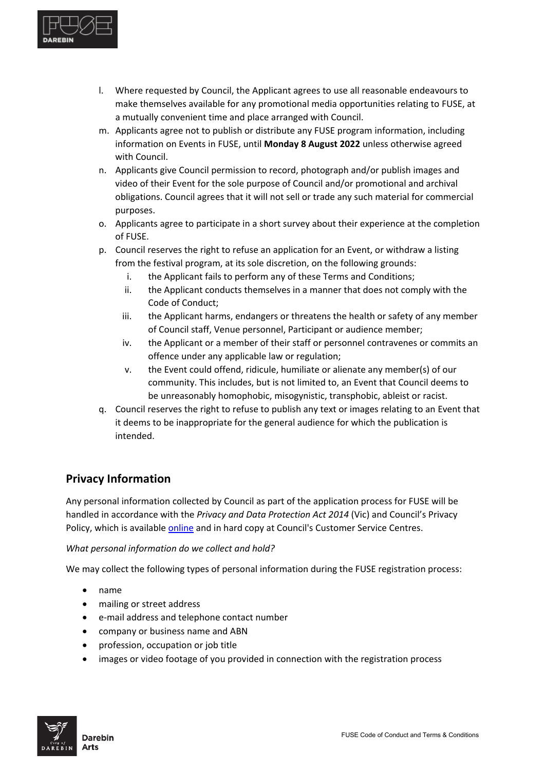l. Where requested by Council, the Applicant agrees to use all reasonable endeavours to make themselves available for any promotional media opportunities relating to FUSE, at a mutually convenient time and place arranged with Council.
m. Applicants agree not to publish or distribute any FUSE program information, including information on Events in FUSE, until **Monday 8 August 2022** unless otherwise agreed with Council.
n. Applicants give Council permission to record, photograph and/or publish images and video of their Event for the sole purpose of Council and/or promotional and archival obligations. Council agrees that it will not sell or trade any such material for commercial purposes.
o. Applicants agree to participate in a short survey about their experience at the completion of FUSE.
p. Council reserves the right to refuse an application for an Event, or withdraw a listing from the festival program, at its sole discretion, on the following grounds:
    i. the Applicant fails to perform any of these Terms and Conditions;
    ii. the Applicant conducts themselves in a manner that does not comply with the Code of Conduct;
    iii. the Applicant harms, endangers or threatens the health or safety of any member of Council staff, Venue personnel, Participant or audience member;
    iv. the Applicant or a member of their staff or personnel contravenes or commits an offence under any applicable law or regulation;
    v. the Event could offend, ridicule, humiliate or alienate any member(s) of our community. This includes, but is not limited to, an Event that Council deems to be unreasonably homophobic, misogynistic, transphobic, ableist or racist.
q. Council reserves the right to refuse to publish any text or images relating to an Event that it deems to be inappropriate for the general audience for which the publication is intended.

## Privacy Information

Any personal information collected by Council as part of the application process for FUSE will be handled in accordance with the *Privacy and Data Protection Act 2014* (Vic) and Council's Privacy Policy, which is available online and in hard copy at Council's Customer Service Centres.

*What personal information do we collect and hold?*

We may collect the following types of personal information during the FUSE registration process:

- name
- mailing or street address
- e-mail address and telephone contact number
- company or business name and ABN
- profession, occupation or job title
- images or video footage of you provided in connection with the registration process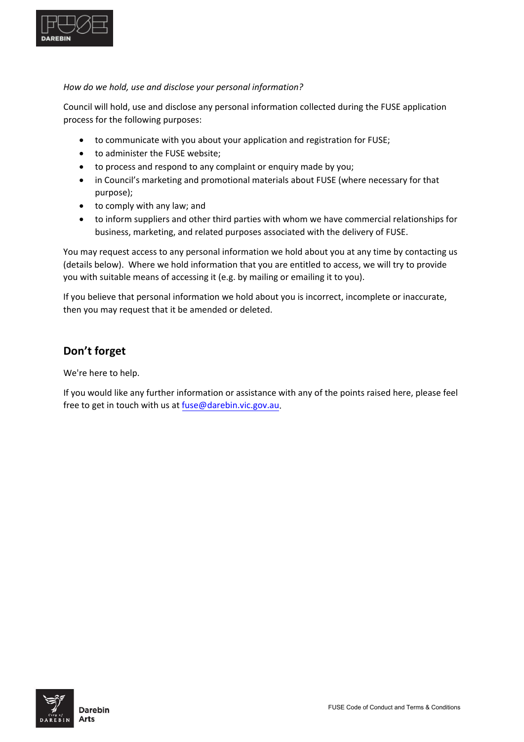*How do we hold, use and disclose your personal information?*

Council will hold, use and disclose any personal information collected during the FUSE application process for the following purposes:

- to communicate with you about your application and registration for FUSE;
- to administer the FUSE website;
- to process and respond to any complaint or enquiry made by you;
- in Council's marketing and promotional materials about FUSE (where necessary for that purpose);
- to comply with any law; and
- to inform suppliers and other third parties with whom we have commercial relationships for business, marketing, and related purposes associated with the delivery of FUSE.

You may request access to any personal information we hold about you at any time by contacting us (details below). Where we hold information that you are entitled to access, we will try to provide you with suitable means of accessing it (e.g. by mailing or emailing it to you).

If you believe that personal information we hold about you is incorrect, incomplete or inaccurate, then you may request that it be amended or deleted.

## Don't forget

We're here to help.

If you would like any further information or assistance with any of the points raised here, please feel free to get in touch with us at fuse@darebin.vic.gov.au.